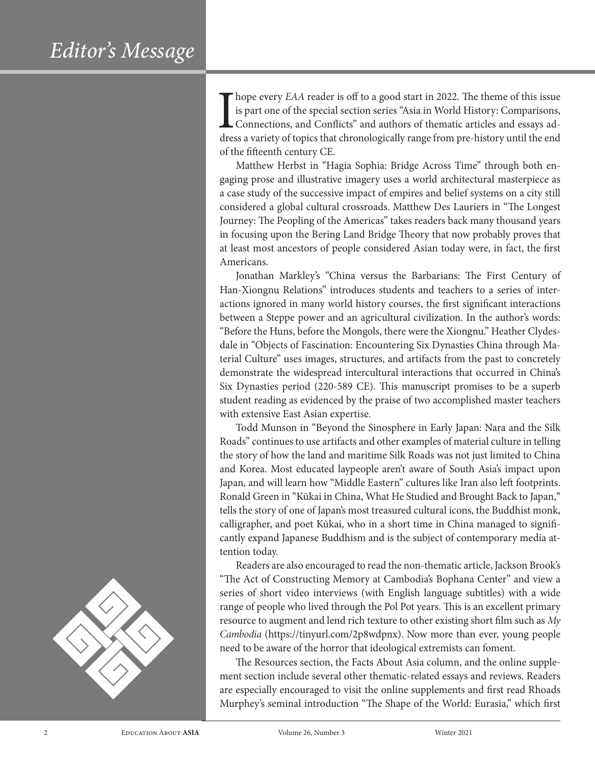# Editor's Message

I hope every *EAA* reader is off to a good start in 2022. The theme of this issue is part one of the special section series "Asia in World History: Comparisons, Connections, and Conflicts" and authors of thematic articles and essays address a variety of topics that chronologically range from pre-history until the end of the fifteenth century CE.

Matthew Herbst in "Hagia Sophia: Bridge Across Time" through both engaging prose and illustrative imagery uses a world architectural masterpiece as a case study of the successive impact of empires and belief systems on a city still considered a global cultural crossroads. Matthew Des Lauriers in "The Longest Journey: The Peopling of the Americas" takes readers back many thousand years in focusing upon the Bering Land Bridge Theory that now probably proves that at least most ancestors of people considered Asian today were, in fact, the first Americans.

Jonathan Markley's "China versus the Barbarians: The First Century of Han-Xiongnu Relations" introduces students and teachers to a series of interactions ignored in many world history courses, the first significant interactions between a Steppe power and an agricultural civilization. In the author's words: "Before the Huns, before the Mongols, there were the Xiongnu." Heather Clydesdale in "Objects of Fascination: Encountering Six Dynasties China through Material Culture" uses images, structures, and artifacts from the past to concretely demonstrate the widespread intercultural interactions that occurred in China's Six Dynasties period (220-589 CE). This manuscript promises to be a superb student reading as evidenced by the praise of two accomplished master teachers with extensive East Asian expertise.

Todd Munson in "Beyond the Sinosphere in Early Japan: Nara and the Silk Roads" continues to use artifacts and other examples of material culture in telling the story of how the land and maritime Silk Roads was not just limited to China and Korea. Most educated laypeople aren't aware of South Asia's impact upon Japan, and will learn how "Middle Eastern" cultures like Iran also left footprints. Ronald Green in "Kūkai in China, What He Studied and Brought Back to Japan," tells the story of one of Japan's most treasured cultural icons, the Buddhist monk, calligrapher, and poet Kūkai, who in a short time in China managed to significantly expand Japanese Buddhism and is the subject of contemporary media attention today.

Readers are also encouraged to read the non-thematic article, Jackson Brook's "The Act of Constructing Memory at Cambodia's Bophana Center" and view a series of short video interviews (with English language subtitles) with a wide range of people who lived through the Pol Pot years. This is an excellent primary resource to augment and lend rich texture to other existing short film such as *My Cambodia* (https://tinyurl.com/2p8wdpnx). Now more than ever, young people need to be aware of the horror that ideological extremists can foment.

The Resources section, the Facts About Asia column, and the online supplement section include several other thematic-related essays and reviews. Readers are especially encouraged to visit the online supplements and first read Rhoads Murphey's seminal introduction "The Shape of the World: Eurasia," which first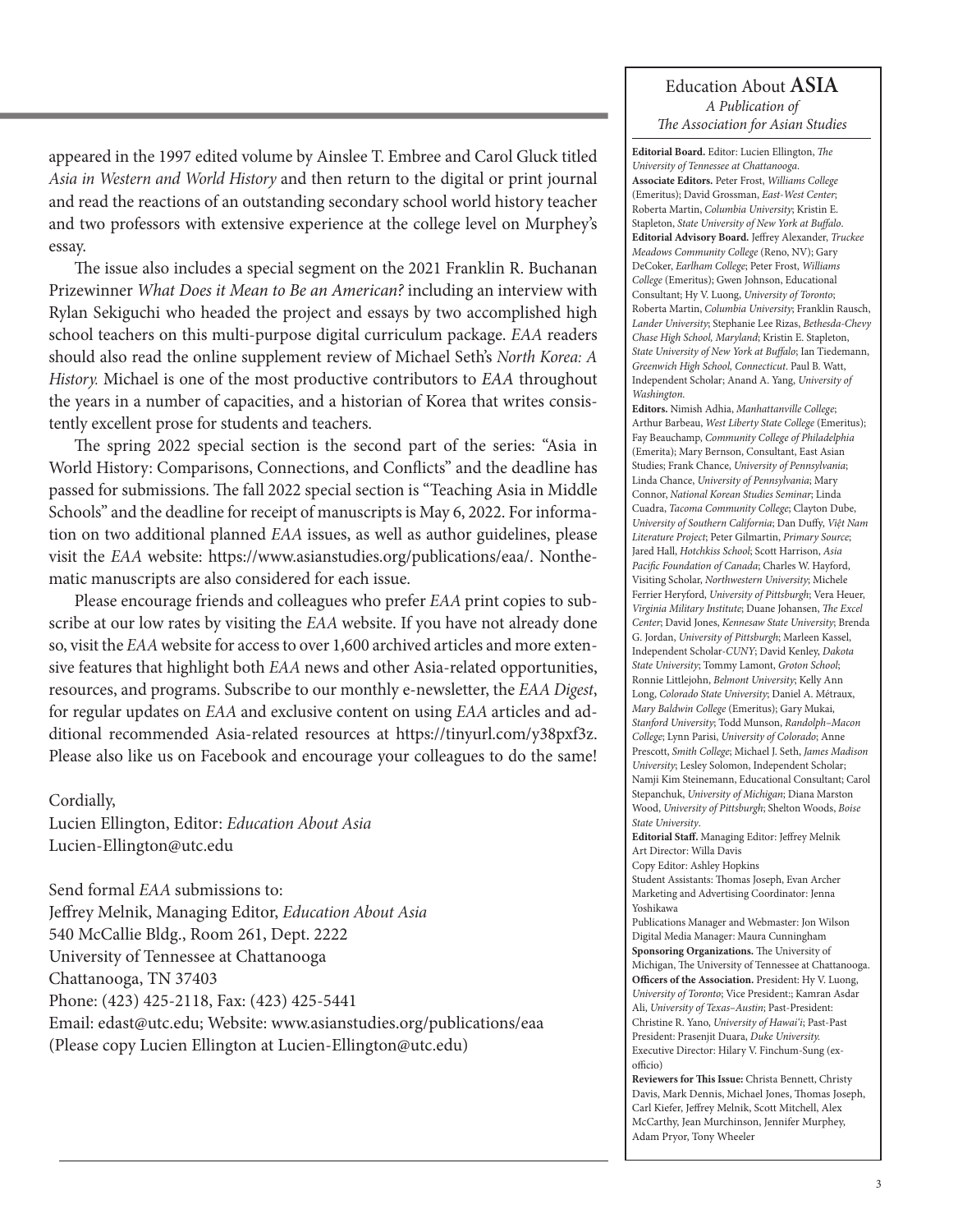appeared in the 1997 edited volume by Ainslee T. Embree and Carol Gluck titled *Asia in Western and World History* and then return to the digital or print journal and read the reactions of an outstanding secondary school world history teacher and two professors with extensive experience at the college level on Murphey's essay.

The issue also includes a special segment on the 2021 Franklin R. Buchanan Prizewinner *What Does it Mean to Be an American?* including an interview with Rylan Sekiguchi who headed the project and essays by two accomplished high school teachers on this multi-purpose digital curriculum package. *EAA* readers should also read the online supplement review of Michael Seth's *North Korea: A History.* Michael is one of the most productive contributors to *EAA* throughout the years in a number of capacities, and a historian of Korea that writes consistently excellent prose for students and teachers.

The spring 2022 special section is the second part of the series: "Asia in World History: Comparisons, Connections, and Conflicts" and the deadline has passed for submissions. The fall 2022 special section is "Teaching Asia in Middle Schools" and the deadline for receipt of manuscripts is May 6, 2022. For information on two additional planned *EAA* issues, as well as author guidelines, please visit the *EAA* website: https://www.asianstudies.org/publications/eaa/. Nonthematic manuscripts are also considered for each issue.

Please encourage friends and colleagues who prefer *EAA* print copies to subscribe at our low rates by visiting the *EAA* website. If you have not already done so, visit the *EAA* website for access to over 1,600 archived articles and more extensive features that highlight both *EAA* news and other Asia-related opportunities, resources, and programs. Subscribe to our monthly e-newsletter, the *EAA Digest*, for regular updates on *EAA* and exclusive content on using *EAA* articles and additional recommended Asia-related resources at https://tinyurl.com/y38pxf3z. Please also like us on Facebook and encourage your colleagues to do the same!

Cordially,
Lucien Ellington, Editor: *Education About Asia*
Lucien-Ellington@utc.edu

Send formal *EAA* submissions to:
Jeffrey Melnik, Managing Editor, *Education About Asia*
540 McCallie Bldg., Room 261, Dept. 2222
University of Tennessee at Chattanooga
Chattanooga, TN 37403
Phone: (423) 425-2118, Fax: (423) 425-5441
Email: edast@utc.edu; Website: www.asianstudies.org/publications/eaa
(Please copy Lucien Ellington at Lucien-Ellington@utc.edu)

## Education About ASIA

*A Publication of*
*The Association for Asian Studies*

**Editorial Board.** Editor: Lucien Ellington, *The University of Tennessee at Chattanooga.*
**Associate Editors.** Peter Frost, *Williams College* (Emeritus); David Grossman, *East-West Center*; Roberta Martin, *Columbia University*; Kristin E. Stapleton, *State University of New York at Buffalo*.
**Editorial Advisory Board.** Jeffrey Alexander, *Truckee Meadows Community College* (Reno, NV); Gary DeCoker, *Earlham College*; Peter Frost, *Williams College* (Emeritus); Gwen Johnson, Educational Consultant; Hy V. Luong, *University of Toronto*; Roberta Martin, *Columbia University*; Franklin Rausch, *Lander University*; Stephanie Lee Rizas, *Bethesda-Chevy Chase High School, Maryland*; Kristin E. Stapleton, *State University of New York at Buffalo*; Ian Tiedemann, *Greenwich High School, Connecticut*. Paul B. Watt, Independent Scholar; Anand A. Yang, *University of Washington.*
**Editors.** Nimish Adhia, *Manhattanville College*; Arthur Barbeau, *West Liberty State College* (Emeritus); Fay Beauchamp, *Community College of Philadelphia* (Emerita); Mary Bernson, Consultant, East Asian Studies; Frank Chance, *University of Pennsylvania*; Linda Chance, *University of Pennsylvania*; Mary Connor, *National Korean Studies Seminar*; Linda Cuadra, *Tacoma Community College*; Clayton Dube, *University of Southern California*; Dan Duffy, *Việt Nam Literature Project*; Peter Gilmartin, *Primary Source*; Jared Hall, *Hotchkiss School*; Scott Harrison, *Asia Pacific Foundation of Canada*; Charles W. Hayford, Visiting Scholar, *Northwestern University*; Michele Ferrier Heryford, *University of Pittsburgh*; Vera Heuer, *Virginia Military Institute*; Duane Johansen, *The Excel Center*; David Jones, *Kennesaw State University*; Brenda G. Jordan, *University of Pittsburgh*; Marleen Kassel, Independent Scholar-*CUNY*; David Kenley, *Dakota State University*; Tommy Lamont, *Groton School*; Ronnie Littlejohn, *Belmont University*; Kelly Ann Long, *Colorado State University*; Daniel A. Métraux, *Mary Baldwin College* (Emeritus); Gary Mukai, *Stanford University*; Todd Munson, *Randolph–Macon College*; Lynn Parisi, *University of Colorado*; Anne Prescott, *Smith College*; Michael J. Seth, *James Madison University*; Lesley Solomon, Independent Scholar; Namji Kim Steinemann, Educational Consultant; Carol Stepanchuk, *University of Michigan*; Diana Marston Wood, *University of Pittsburgh*; Shelton Woods, *Boise State University*.
**Editorial Staff.** Managing Editor: Jeffrey Melnik
Art Director: Willa Davis
Copy Editor: Ashley Hopkins
Student Assistants: Thomas Joseph, Evan Archer
Marketing and Advertising Coordinator: Jenna Yoshikawa
Publications Manager and Webmaster: Jon Wilson
Digital Media Manager: Maura Cunningham
**Sponsoring Organizations.** The University of Michigan, The University of Tennessee at Chattanooga.
**Officers of the Association.** President: Hy V. Luong, *University of Toronto*; Vice President:; Kamran Asdar Ali, *University of Texas–Austin*; Past-President: Christine R. Yano, *University of Hawai'i*; Past-Past President: Prasenjit Duara, *Duke University.*
Executive Director: Hilary V. Finchum-Sung (ex-officio)
**Reviewers for This Issue:** Christa Bennett, Christy Davis, Mark Dennis, Michael Jones, Thomas Joseph, Carl Kiefer, Jeffrey Melnik, Scott Mitchell, Alex McCarthy, Jean Murchinson, Jennifer Murphey, Adam Pryor, Tony Wheeler